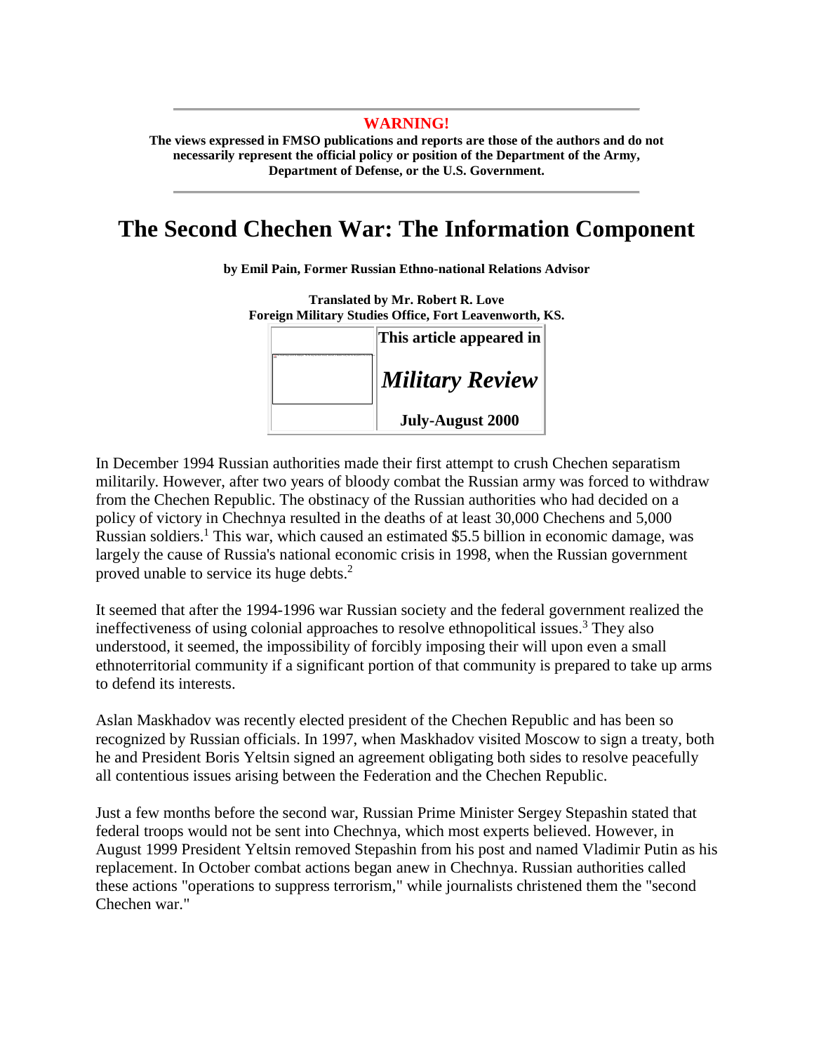**WARNING!**

**The views expressed in FMSO publications and reports are those of the authors and do not necessarily represent the official policy or position of the Department of the Army, Department of Defense, or the U.S. Government.**

# The Second Chechen War: The Information Component

**by Emil Pain, Former Russian Ethno-national Relations Advisor**

**Translated by Mr. Robert R. Love**
**Foreign Military Studies Office, Fort Leavenworth, KS.**

**This article appeared in**

***Military Review***

**July-August 2000**

In December 1994 Russian authorities made their first attempt to crush Chechen separatism militarily. However, after two years of bloody combat the Russian army was forced to withdraw from the Chechen Republic. The obstinacy of the Russian authorities who had decided on a policy of victory in Chechnya resulted in the deaths of at least 30,000 Chechens and 5,000 Russian soldiers.[1] This war, which caused an estimated $5.5 billion in economic damage, was largely the cause of Russia's national economic crisis in 1998, when the Russian government proved unable to service its huge debts.[2]

It seemed that after the 1994-1996 war Russian society and the federal government realized the ineffectiveness of using colonial approaches to resolve ethnopolitical issues.[3] They also understood, it seemed, the impossibility of forcibly imposing their will upon even a small ethnoterritorial community if a significant portion of that community is prepared to take up arms to defend its interests.

Aslan Maskhadov was recently elected president of the Chechen Republic and has been so recognized by Russian officials. In 1997, when Maskhadov visited Moscow to sign a treaty, both he and President Boris Yeltsin signed an agreement obligating both sides to resolve peacefully all contentious issues arising between the Federation and the Chechen Republic.

Just a few months before the second war, Russian Prime Minister Sergey Stepashin stated that federal troops would not be sent into Chechnya, which most experts believed. However, in August 1999 President Yeltsin removed Stepashin from his post and named Vladimir Putin as his replacement. In October combat actions began anew in Chechnya. Russian authorities called these actions "operations to suppress terrorism," while journalists christened them the "second Chechen war."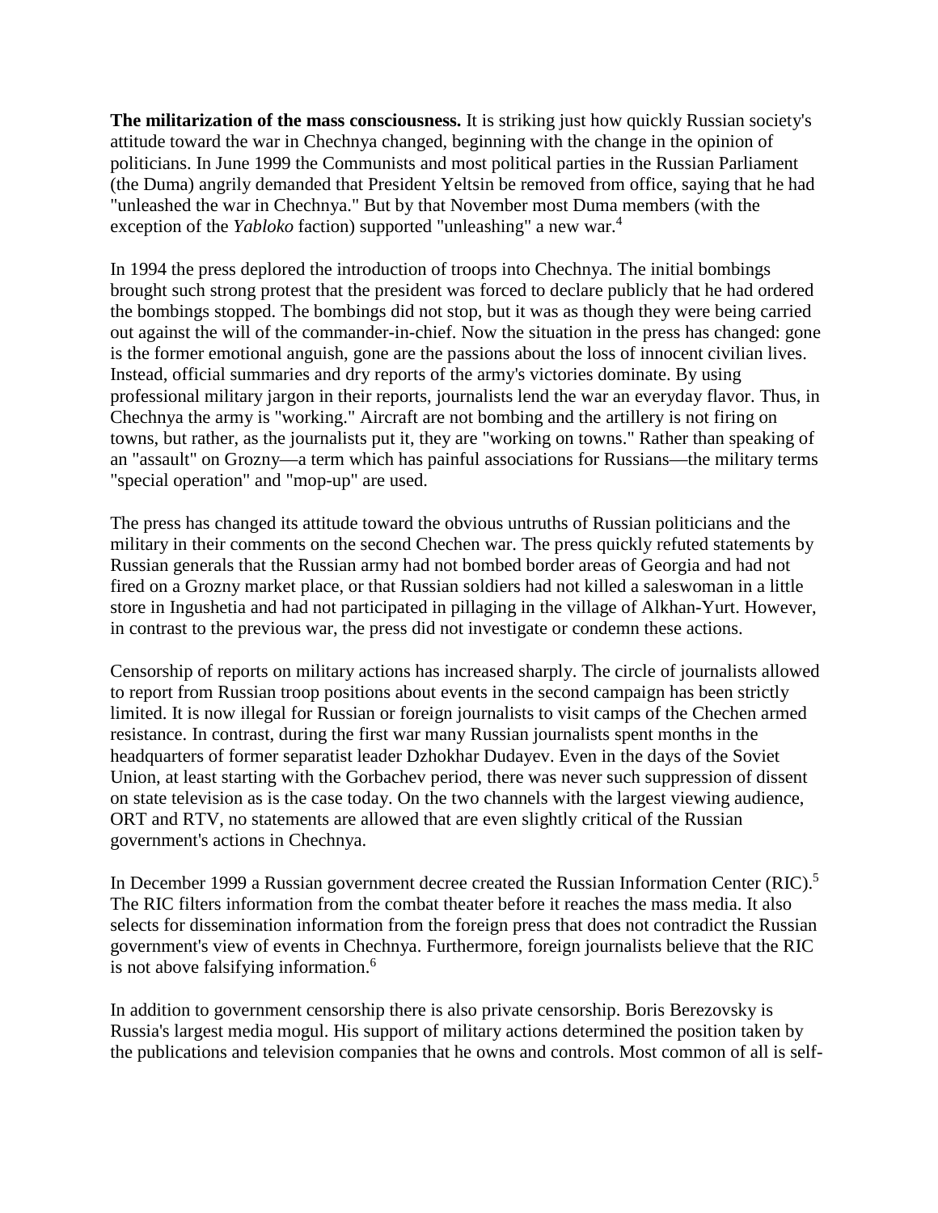**The militarization of the mass consciousness.** It is striking just how quickly Russian society's attitude toward the war in Chechnya changed, beginning with the change in the opinion of politicians. In June 1999 the Communists and most political parties in the Russian Parliament (the Duma) angrily demanded that President Yeltsin be removed from office, saying that he had "unleashed the war in Chechnya." But by that November most Duma members (with the exception of the *Yabloko* faction) supported "unleashing" a new war.[4]

In 1994 the press deplored the introduction of troops into Chechnya. The initial bombings brought such strong protest that the president was forced to declare publicly that he had ordered the bombings stopped. The bombings did not stop, but it was as though they were being carried out against the will of the commander-in-chief. Now the situation in the press has changed: gone is the former emotional anguish, gone are the passions about the loss of innocent civilian lives. Instead, official summaries and dry reports of the army's victories dominate. By using professional military jargon in their reports, journalists lend the war an everyday flavor. Thus, in Chechnya the army is "working." Aircraft are not bombing and the artillery is not firing on towns, but rather, as the journalists put it, they are "working on towns." Rather than speaking of an "assault" on Grozny—a term which has painful associations for Russians—the military terms "special operation" and "mop-up" are used.

The press has changed its attitude toward the obvious untruths of Russian politicians and the military in their comments on the second Chechen war. The press quickly refuted statements by Russian generals that the Russian army had not bombed border areas of Georgia and had not fired on a Grozny market place, or that Russian soldiers had not killed a saleswoman in a little store in Ingushetia and had not participated in pillaging in the village of Alkhan-Yurt. However, in contrast to the previous war, the press did not investigate or condemn these actions.

Censorship of reports on military actions has increased sharply. The circle of journalists allowed to report from Russian troop positions about events in the second campaign has been strictly limited. It is now illegal for Russian or foreign journalists to visit camps of the Chechen armed resistance. In contrast, during the first war many Russian journalists spent months in the headquarters of former separatist leader Dzhokhar Dudayev. Even in the days of the Soviet Union, at least starting with the Gorbachev period, there was never such suppression of dissent on state television as is the case today. On the two channels with the largest viewing audience, ORT and RTV, no statements are allowed that are even slightly critical of the Russian government's actions in Chechnya.

In December 1999 a Russian government decree created the Russian Information Center (RIC).[5] The RIC filters information from the combat theater before it reaches the mass media. It also selects for dissemination information from the foreign press that does not contradict the Russian government's view of events in Chechnya. Furthermore, foreign journalists believe that the RIC is not above falsifying information.[6]

In addition to government censorship there is also private censorship. Boris Berezovsky is Russia's largest media mogul. His support of military actions determined the position taken by the publications and television companies that he owns and controls. Most common of all is self-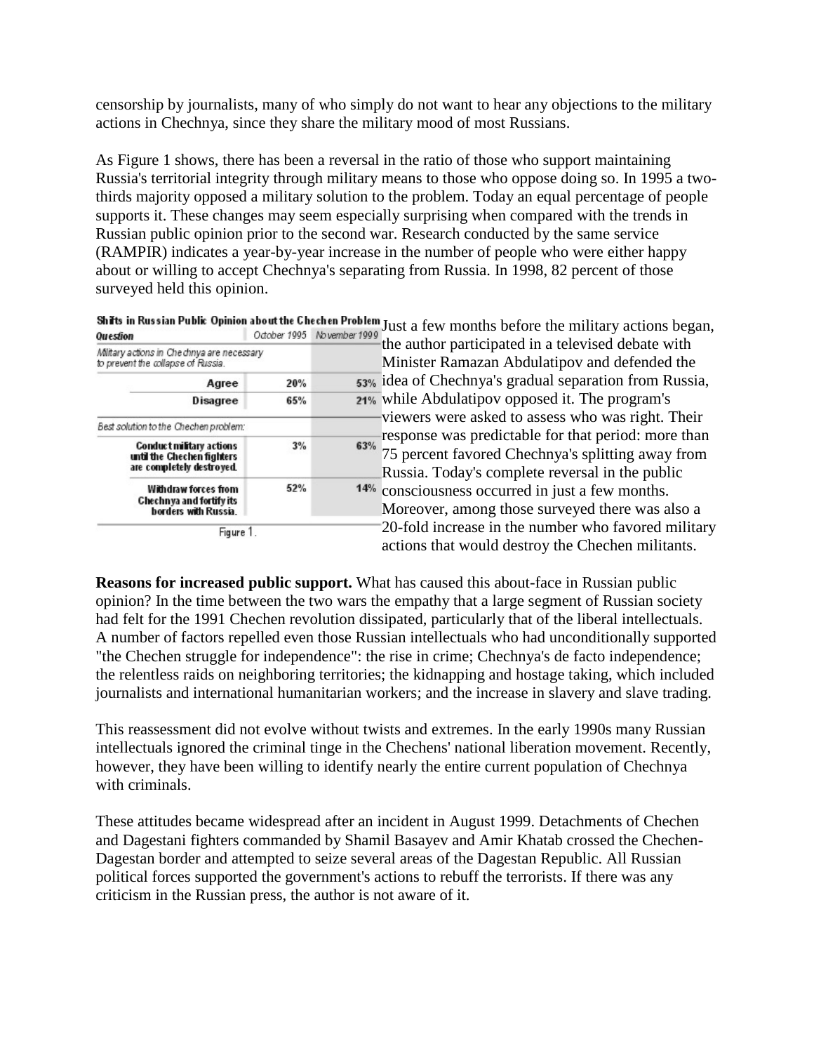censorship by journalists, many of who simply do not want to hear any objections to the military actions in Chechnya, since they share the military mood of most Russians.

As Figure 1 shows, there has been a reversal in the ratio of those who support maintaining Russia's territorial integrity through military means to those who oppose doing so. In 1995 a two-thirds majority opposed a military solution to the problem. Today an equal percentage of people supports it. These changes may seem especially surprising when compared with the trends in Russian public opinion prior to the second war. Research conducted by the same service (RAMPIR) indicates a year-by-year increase in the number of people who were either happy about or willing to accept Chechnya's separating from Russia. In 1998, 82 percent of those surveyed held this opinion.

**Shifts in Russian Public Opinion about the Chechen Problem**

| Question | October 1995 | November 1999 |
|---|---|---|
| *Military actions in Chechnya are necessary to prevent the collapse of Russia.* | | |
| Agree | 20% | 53% |
| Disagree | 65% | 21% |
| *Best solution to the Chechen problem:* | | |
| Conduct military actions until the Chechen fighters are completely destroyed. | 3% | 63% |
| Withdraw forces from Chechnya and fortify its borders with Russia. | 52% | 14% |

Figure 1.

Just a few months before the military actions began, the author participated in a televised debate with Minister Ramazan Abdulatipov and defended the idea of Chechnya's gradual separation from Russia, while Abdulatipov opposed it. The program's viewers were asked to assess who was right. Their response was predictable for that period: more than 75 percent favored Chechnya's splitting away from Russia. Today's complete reversal in the public consciousness occurred in just a few months. Moreover, among those surveyed there was also a 20-fold increase in the number who favored military actions that would destroy the Chechen militants.

**Reasons for increased public support.** What has caused this about-face in Russian public opinion? In the time between the two wars the empathy that a large segment of Russian society had felt for the 1991 Chechen revolution dissipated, particularly that of the liberal intellectuals. A number of factors repelled even those Russian intellectuals who had unconditionally supported "the Chechen struggle for independence": the rise in crime; Chechnya's de facto independence; the relentless raids on neighboring territories; the kidnapping and hostage taking, which included journalists and international humanitarian workers; and the increase in slavery and slave trading.

This reassessment did not evolve without twists and extremes. In the early 1990s many Russian intellectuals ignored the criminal tinge in the Chechens' national liberation movement. Recently, however, they have been willing to identify nearly the entire current population of Chechnya with criminals.

These attitudes became widespread after an incident in August 1999. Detachments of Chechen and Dagestani fighters commanded by Shamil Basayev and Amir Khatab crossed the Chechen-Dagestan border and attempted to seize several areas of the Dagestan Republic. All Russian political forces supported the government's actions to rebuff the terrorists. If there was any criticism in the Russian press, the author is not aware of it.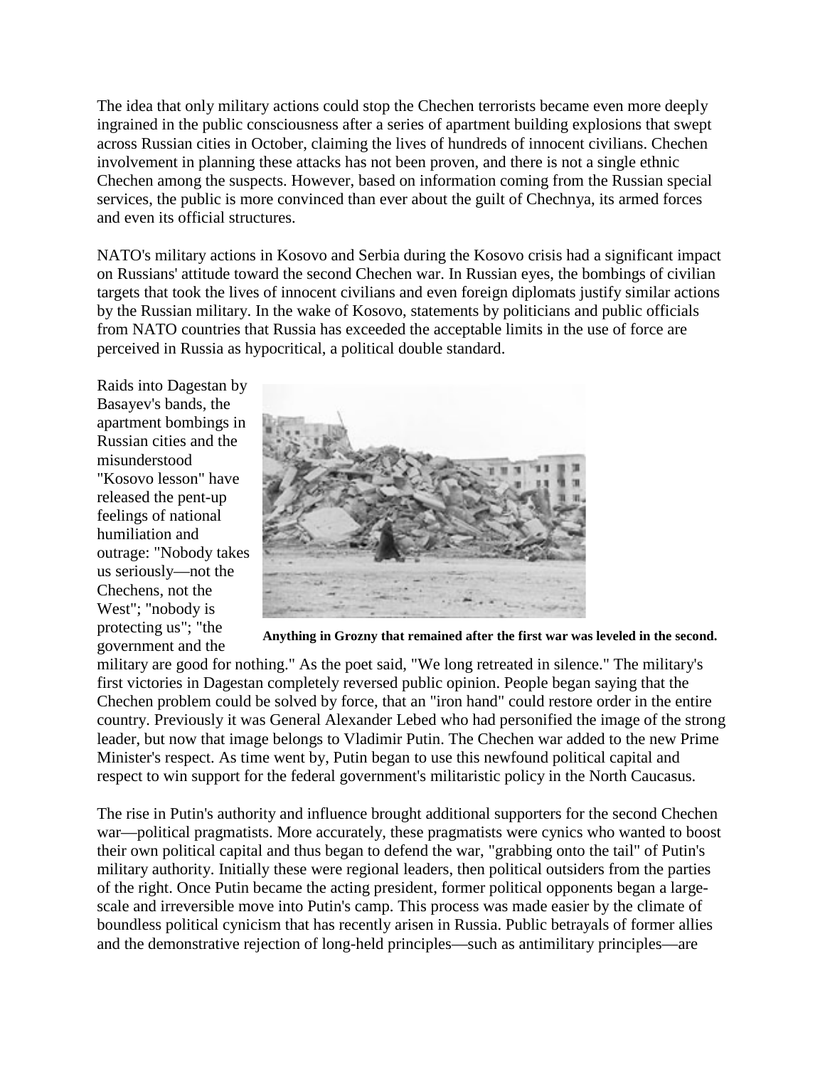The idea that only military actions could stop the Chechen terrorists became even more deeply ingrained in the public consciousness after a series of apartment building explosions that swept across Russian cities in October, claiming the lives of hundreds of innocent civilians. Chechen involvement in planning these attacks has not been proven, and there is not a single ethnic Chechen among the suspects. However, based on information coming from the Russian special services, the public is more convinced than ever about the guilt of Chechnya, its armed forces and even its official structures.

NATO's military actions in Kosovo and Serbia during the Kosovo crisis had a significant impact on Russians' attitude toward the second Chechen war. In Russian eyes, the bombings of civilian targets that took the lives of innocent civilians and even foreign diplomats justify similar actions by the Russian military. In the wake of Kosovo, statements by politicians and public officials from NATO countries that Russia has exceeded the acceptable limits in the use of force are perceived in Russia as hypocritical, a political double standard.

**Anything in Grozny that remained after the first war was leveled in the second.**

Raids into Dagestan by Basayev's bands, the apartment bombings in Russian cities and the misunderstood "Kosovo lesson" have released the pent-up feelings of national humiliation and outrage: "Nobody takes us seriously—not the Chechens, not the West"; "nobody is protecting us"; "the government and the military are good for nothing." As the poet said, "We long retreated in silence." The military's first victories in Dagestan completely reversed public opinion. People began saying that the Chechen problem could be solved by force, that an "iron hand" could restore order in the entire country. Previously it was General Alexander Lebed who had personified the image of the strong leader, but now that image belongs to Vladimir Putin. The Chechen war added to the new Prime Minister's respect. As time went by, Putin began to use this newfound political capital and respect to win support for the federal government's militaristic policy in the North Caucasus.

The rise in Putin's authority and influence brought additional supporters for the second Chechen war—political pragmatists. More accurately, these pragmatists were cynics who wanted to boost their own political capital and thus began to defend the war, "grabbing onto the tail" of Putin's military authority. Initially these were regional leaders, then political outsiders from the parties of the right. Once Putin became the acting president, former political opponents began a large-scale and irreversible move into Putin's camp. This process was made easier by the climate of boundless political cynicism that has recently arisen in Russia. Public betrayals of former allies and the demonstrative rejection of long-held principles—such as antimilitary principles—are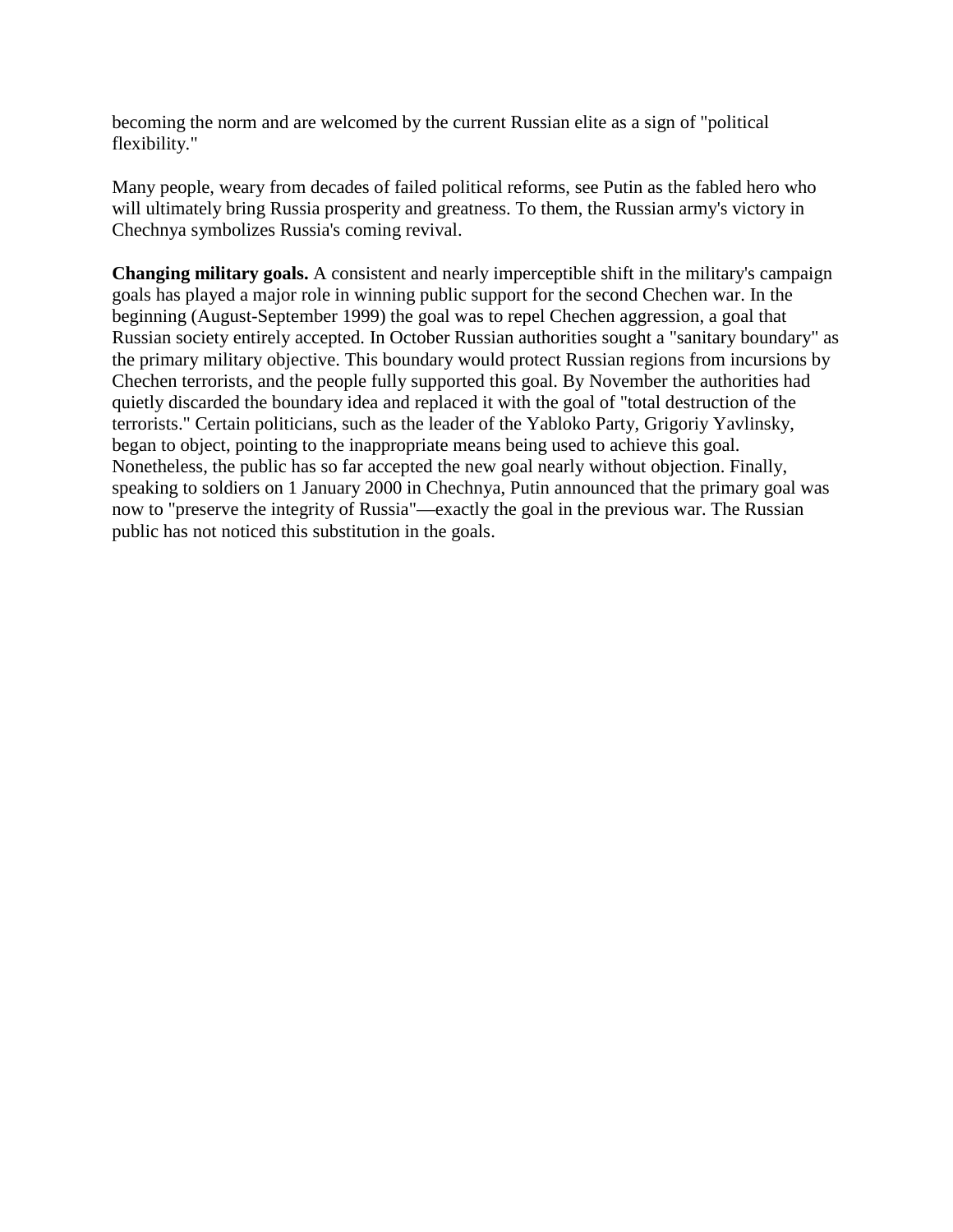becoming the norm and are welcomed by the current Russian elite as a sign of "political flexibility."

Many people, weary from decades of failed political reforms, see Putin as the fabled hero who will ultimately bring Russia prosperity and greatness. To them, the Russian army's victory in Chechnya symbolizes Russia's coming revival.

**Changing military goals.** A consistent and nearly imperceptible shift in the military's campaign goals has played a major role in winning public support for the second Chechen war. In the beginning (August-September 1999) the goal was to repel Chechen aggression, a goal that Russian society entirely accepted. In October Russian authorities sought a "sanitary boundary" as the primary military objective. This boundary would protect Russian regions from incursions by Chechen terrorists, and the people fully supported this goal. By November the authorities had quietly discarded the boundary idea and replaced it with the goal of "total destruction of the terrorists." Certain politicians, such as the leader of the Yabloko Party, Grigoriy Yavlinsky, began to object, pointing to the inappropriate means being used to achieve this goal. Nonetheless, the public has so far accepted the new goal nearly without objection. Finally, speaking to soldiers on 1 January 2000 in Chechnya, Putin announced that the primary goal was now to "preserve the integrity of Russia"—exactly the goal in the previous war. The Russian public has not noticed this substitution in the goals.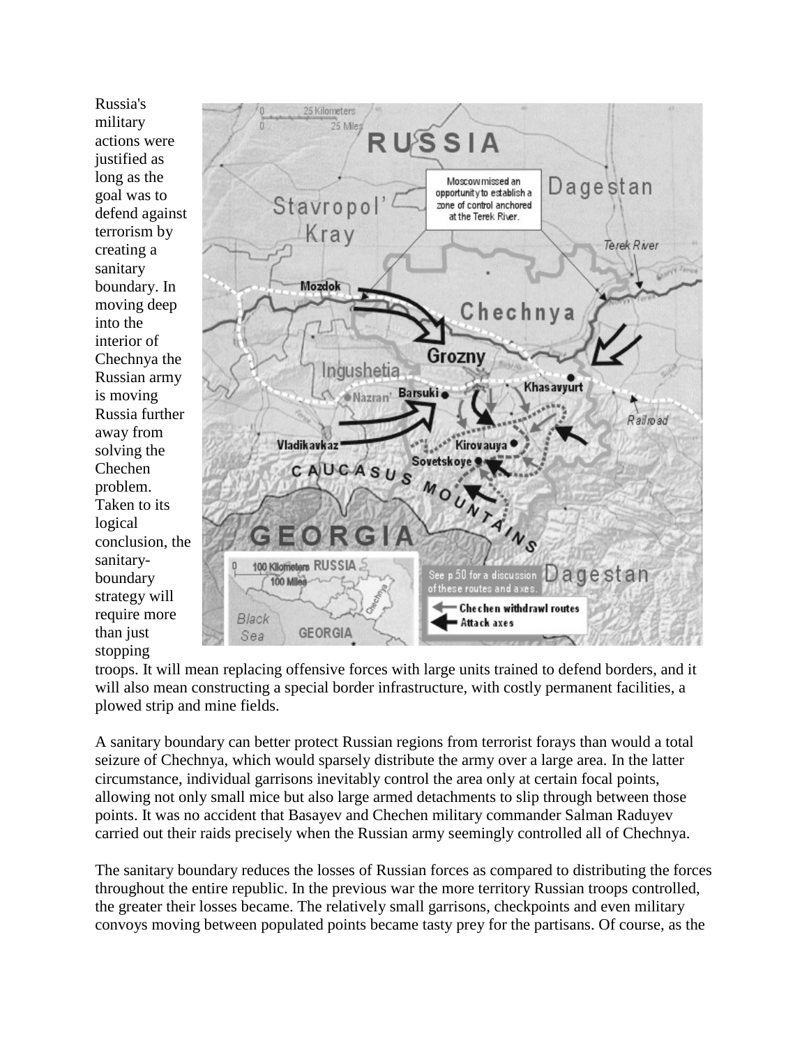Russia's military actions were justified as long as the goal was to defend against terrorism by creating a sanitary boundary. In moving deep into the interior of Chechnya the Russian army is moving Russia further away from solving the Chechen problem. Taken to its logical conclusion, the sanitary-boundary strategy will require more than just stopping troops. It will mean replacing offensive forces with large units trained to defend borders, and it will also mean constructing a special border infrastructure, with costly permanent facilities, a plowed strip and mine fields.

A sanitary boundary can better protect Russian regions from terrorist forays than would a total seizure of Chechnya, which would sparsely distribute the army over a large area. In the latter circumstance, individual garrisons inevitably control the area only at certain focal points, allowing not only small mice but also large armed detachments to slip through between those points. It was no accident that Basayev and Chechen military commander Salman Raduyev carried out their raids precisely when the Russian army seemingly controlled all of Chechnya.

The sanitary boundary reduces the losses of Russian forces as compared to distributing the forces throughout the entire republic. In the previous war the more territory Russian troops controlled, the greater their losses became. The relatively small garrisons, checkpoints and even military convoys moving between populated points became tasty prey for the partisans. Of course, as the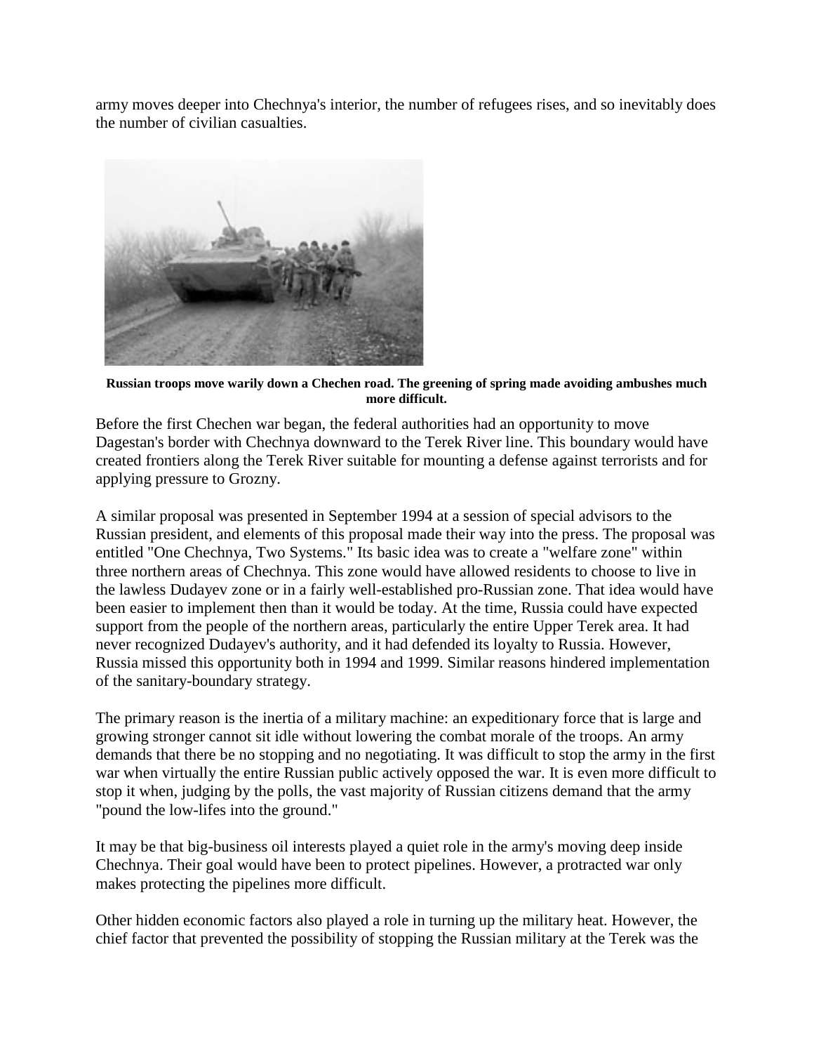army moves deeper into Chechnya's interior, the number of refugees rises, and so inevitably does the number of civilian casualties.

**Russian troops move warily down a Chechen road. The greening of spring made avoiding ambushes much more difficult.**

Before the first Chechen war began, the federal authorities had an opportunity to move Dagestan's border with Chechnya downward to the Terek River line. This boundary would have created frontiers along the Terek River suitable for mounting a defense against terrorists and for applying pressure to Grozny.

A similar proposal was presented in September 1994 at a session of special advisors to the Russian president, and elements of this proposal made their way into the press. The proposal was entitled "One Chechnya, Two Systems." Its basic idea was to create a "welfare zone" within three northern areas of Chechnya. This zone would have allowed residents to choose to live in the lawless Dudayev zone or in a fairly well-established pro-Russian zone. That idea would have been easier to implement then than it would be today. At the time, Russia could have expected support from the people of the northern areas, particularly the entire Upper Terek area. It had never recognized Dudayev's authority, and it had defended its loyalty to Russia. However, Russia missed this opportunity both in 1994 and 1999. Similar reasons hindered implementation of the sanitary-boundary strategy.

The primary reason is the inertia of a military machine: an expeditionary force that is large and growing stronger cannot sit idle without lowering the combat morale of the troops. An army demands that there be no stopping and no negotiating. It was difficult to stop the army in the first war when virtually the entire Russian public actively opposed the war. It is even more difficult to stop it when, judging by the polls, the vast majority of Russian citizens demand that the army "pound the low-lifes into the ground."

It may be that big-business oil interests played a quiet role in the army's moving deep inside Chechnya. Their goal would have been to protect pipelines. However, a protracted war only makes protecting the pipelines more difficult.

Other hidden economic factors also played a role in turning up the military heat. However, the chief factor that prevented the possibility of stopping the Russian military at the Terek was the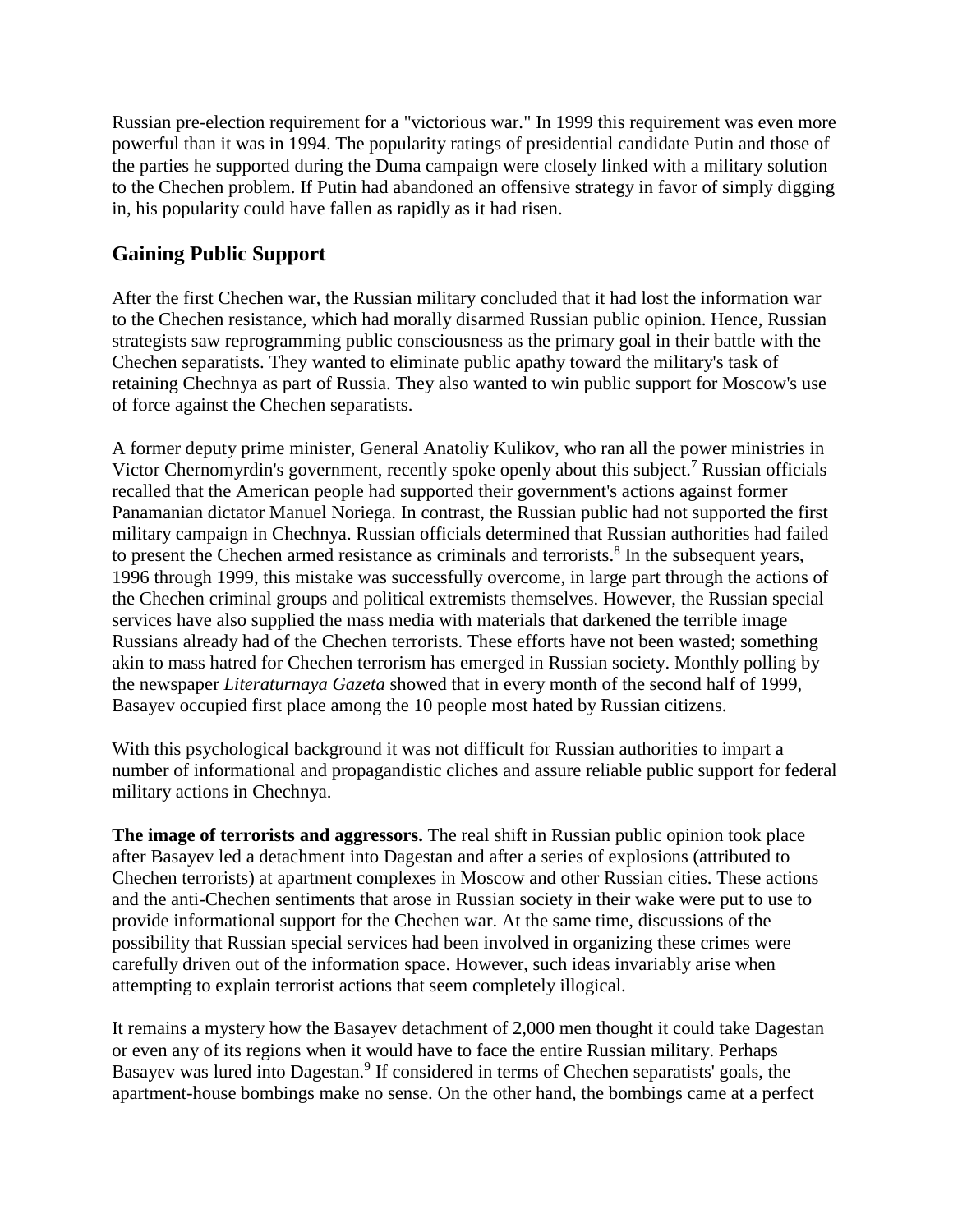Russian pre-election requirement for a "victorious war." In 1999 this requirement was even more powerful than it was in 1994. The popularity ratings of presidential candidate Putin and those of the parties he supported during the Duma campaign were closely linked with a military solution to the Chechen problem. If Putin had abandoned an offensive strategy in favor of simply digging in, his popularity could have fallen as rapidly as it had risen.

## Gaining Public Support

After the first Chechen war, the Russian military concluded that it had lost the information war to the Chechen resistance, which had morally disarmed Russian public opinion. Hence, Russian strategists saw reprogramming public consciousness as the primary goal in their battle with the Chechen separatists. They wanted to eliminate public apathy toward the military's task of retaining Chechnya as part of Russia. They also wanted to win public support for Moscow's use of force against the Chechen separatists.

A former deputy prime minister, General Anatoliy Kulikov, who ran all the power ministries in Victor Chernomyrdin's government, recently spoke openly about this subject.[7] Russian officials recalled that the American people had supported their government's actions against former Panamanian dictator Manuel Noriega. In contrast, the Russian public had not supported the first military campaign in Chechnya. Russian officials determined that Russian authorities had failed to present the Chechen armed resistance as criminals and terrorists.[8] In the subsequent years, 1996 through 1999, this mistake was successfully overcome, in large part through the actions of the Chechen criminal groups and political extremists themselves. However, the Russian special services have also supplied the mass media with materials that darkened the terrible image Russians already had of the Chechen terrorists. These efforts have not been wasted; something akin to mass hatred for Chechen terrorism has emerged in Russian society. Monthly polling by the newspaper *Literaturnaya Gazeta* showed that in every month of the second half of 1999, Basayev occupied first place among the 10 people most hated by Russian citizens.

With this psychological background it was not difficult for Russian authorities to impart a number of informational and propagandistic cliches and assure reliable public support for federal military actions in Chechnya.

**The image of terrorists and aggressors.** The real shift in Russian public opinion took place after Basayev led a detachment into Dagestan and after a series of explosions (attributed to Chechen terrorists) at apartment complexes in Moscow and other Russian cities. These actions and the anti-Chechen sentiments that arose in Russian society in their wake were put to use to provide informational support for the Chechen war. At the same time, discussions of the possibility that Russian special services had been involved in organizing these crimes were carefully driven out of the information space. However, such ideas invariably arise when attempting to explain terrorist actions that seem completely illogical.

It remains a mystery how the Basayev detachment of 2,000 men thought it could take Dagestan or even any of its regions when it would have to face the entire Russian military. Perhaps Basayev was lured into Dagestan.[9] If considered in terms of Chechen separatists' goals, the apartment-house bombings make no sense. On the other hand, the bombings came at a perfect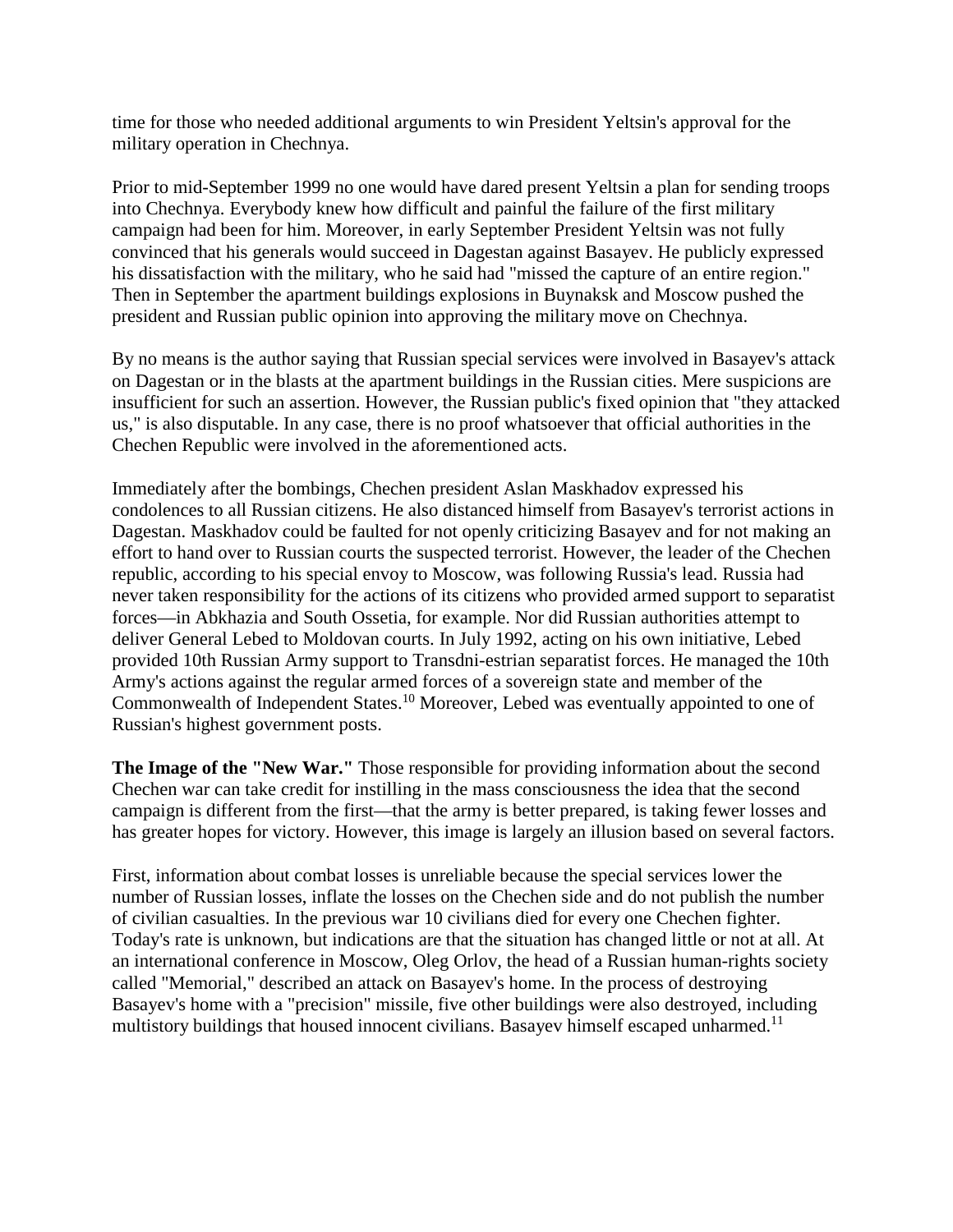time for those who needed additional arguments to win President Yeltsin's approval for the military operation in Chechnya.

Prior to mid-September 1999 no one would have dared present Yeltsin a plan for sending troops into Chechnya. Everybody knew how difficult and painful the failure of the first military campaign had been for him. Moreover, in early September President Yeltsin was not fully convinced that his generals would succeed in Dagestan against Basayev. He publicly expressed his dissatisfaction with the military, who he said had "missed the capture of an entire region." Then in September the apartment buildings explosions in Buynaksk and Moscow pushed the president and Russian public opinion into approving the military move on Chechnya.

By no means is the author saying that Russian special services were involved in Basayev's attack on Dagestan or in the blasts at the apartment buildings in the Russian cities. Mere suspicions are insufficient for such an assertion. However, the Russian public's fixed opinion that "they attacked us," is also disputable. In any case, there is no proof whatsoever that official authorities in the Chechen Republic were involved in the aforementioned acts.

Immediately after the bombings, Chechen president Aslan Maskhadov expressed his condolences to all Russian citizens. He also distanced himself from Basayev's terrorist actions in Dagestan. Maskhadov could be faulted for not openly criticizing Basayev and for not making an effort to hand over to Russian courts the suspected terrorist. However, the leader of the Chechen republic, according to his special envoy to Moscow, was following Russia's lead. Russia had never taken responsibility for the actions of its citizens who provided armed support to separatist forces—in Abkhazia and South Ossetia, for example. Nor did Russian authorities attempt to deliver General Lebed to Moldovan courts. In July 1992, acting on his own initiative, Lebed provided 10th Russian Army support to Transdni-estrian separatist forces. He managed the 10th Army's actions against the regular armed forces of a sovereign state and member of the Commonwealth of Independent States.[10] Moreover, Lebed was eventually appointed to one of Russian's highest government posts.

**The Image of the "New War."** Those responsible for providing information about the second Chechen war can take credit for instilling in the mass consciousness the idea that the second campaign is different from the first—that the army is better prepared, is taking fewer losses and has greater hopes for victory. However, this image is largely an illusion based on several factors.

First, information about combat losses is unreliable because the special services lower the number of Russian losses, inflate the losses on the Chechen side and do not publish the number of civilian casualties. In the previous war 10 civilians died for every one Chechen fighter. Today's rate is unknown, but indications are that the situation has changed little or not at all. At an international conference in Moscow, Oleg Orlov, the head of a Russian human-rights society called "Memorial," described an attack on Basayev's home. In the process of destroying Basayev's home with a "precision" missile, five other buildings were also destroyed, including multistory buildings that housed innocent civilians. Basayev himself escaped unharmed.[11]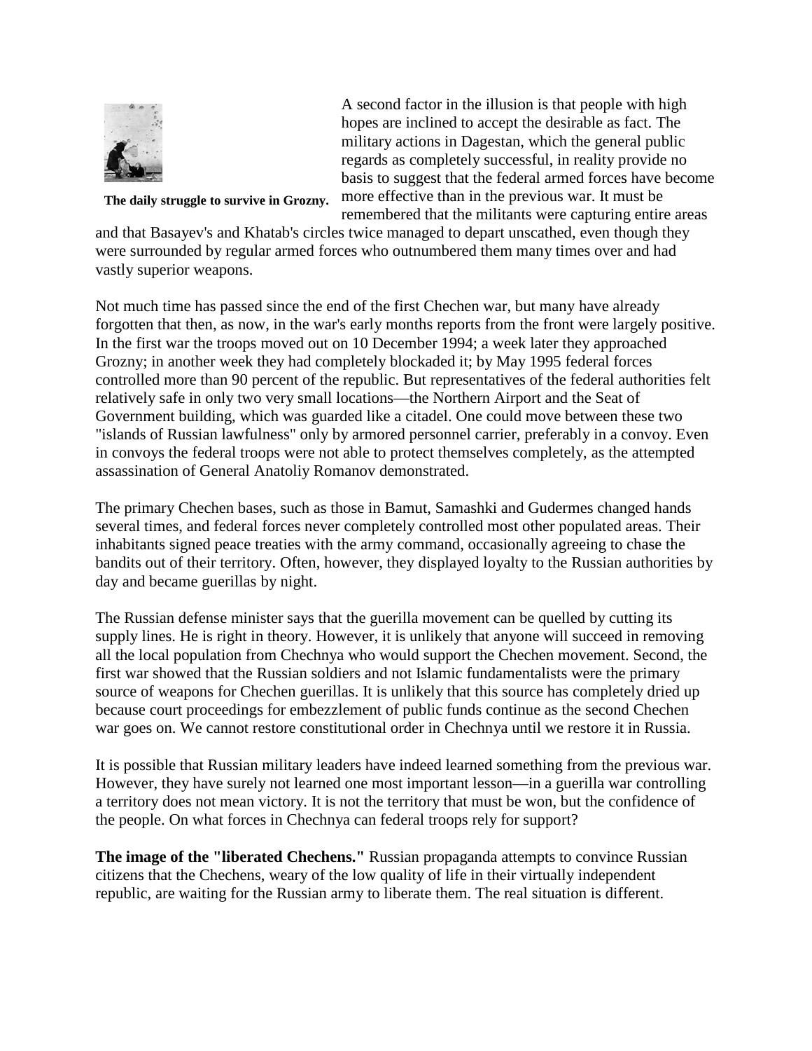The daily struggle to survive in Grozny.

A second factor in the illusion is that people with high hopes are inclined to accept the desirable as fact. The military actions in Dagestan, which the general public regards as completely successful, in reality provide no basis to suggest that the federal armed forces have become more effective than in the previous war. It must be remembered that the militants were capturing entire areas and that Basayev's and Khatab's circles twice managed to depart unscathed, even though they were surrounded by regular armed forces who outnumbered them many times over and had vastly superior weapons.

Not much time has passed since the end of the first Chechen war, but many have already forgotten that then, as now, in the war's early months reports from the front were largely positive. In the first war the troops moved out on 10 December 1994; a week later they approached Grozny; in another week they had completely blockaded it; by May 1995 federal forces controlled more than 90 percent of the republic. But representatives of the federal authorities felt relatively safe in only two very small locations—the Northern Airport and the Seat of Government building, which was guarded like a citadel. One could move between these two "islands of Russian lawfulness" only by armored personnel carrier, preferably in a convoy. Even in convoys the federal troops were not able to protect themselves completely, as the attempted assassination of General Anatoliy Romanov demonstrated.

The primary Chechen bases, such as those in Bamut, Samashki and Gudermes changed hands several times, and federal forces never completely controlled most other populated areas. Their inhabitants signed peace treaties with the army command, occasionally agreeing to chase the bandits out of their territory. Often, however, they displayed loyalty to the Russian authorities by day and became guerillas by night.

The Russian defense minister says that the guerilla movement can be quelled by cutting its supply lines. He is right in theory. However, it is unlikely that anyone will succeed in removing all the local population from Chechnya who would support the Chechen movement. Second, the first war showed that the Russian soldiers and not Islamic fundamentalists were the primary source of weapons for Chechen guerillas. It is unlikely that this source has completely dried up because court proceedings for embezzlement of public funds continue as the second Chechen war goes on. We cannot restore constitutional order in Chechnya until we restore it in Russia.

It is possible that Russian military leaders have indeed learned something from the previous war. However, they have surely not learned one most important lesson—in a guerilla war controlling a territory does not mean victory. It is not the territory that must be won, but the confidence of the people. On what forces in Chechnya can federal troops rely for support?

**The image of the "liberated Chechens."** Russian propaganda attempts to convince Russian citizens that the Chechens, weary of the low quality of life in their virtually independent republic, are waiting for the Russian army to liberate them. The real situation is different.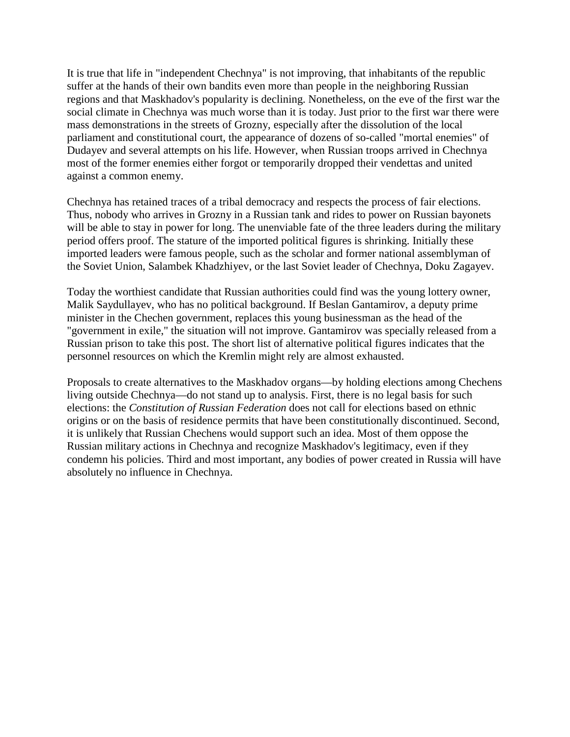It is true that life in "independent Chechnya" is not improving, that inhabitants of the republic suffer at the hands of their own bandits even more than people in the neighboring Russian regions and that Maskhadov's popularity is declining. Nonetheless, on the eve of the first war the social climate in Chechnya was much worse than it is today. Just prior to the first war there were mass demonstrations in the streets of Grozny, especially after the dissolution of the local parliament and constitutional court, the appearance of dozens of so-called "mortal enemies" of Dudayev and several attempts on his life. However, when Russian troops arrived in Chechnya most of the former enemies either forgot or temporarily dropped their vendettas and united against a common enemy.

Chechnya has retained traces of a tribal democracy and respects the process of fair elections. Thus, nobody who arrives in Grozny in a Russian tank and rides to power on Russian bayonets will be able to stay in power for long. The unenviable fate of the three leaders during the military period offers proof. The stature of the imported political figures is shrinking. Initially these imported leaders were famous people, such as the scholar and former national assemblyman of the Soviet Union, Salambek Khadzhiyev, or the last Soviet leader of Chechnya, Doku Zagayev.

Today the worthiest candidate that Russian authorities could find was the young lottery owner, Malik Saydullayev, who has no political background. If Beslan Gantamirov, a deputy prime minister in the Chechen government, replaces this young businessman as the head of the "government in exile," the situation will not improve. Gantamirov was specially released from a Russian prison to take this post. The short list of alternative political figures indicates that the personnel resources on which the Kremlin might rely are almost exhausted.

Proposals to create alternatives to the Maskhadov organs—by holding elections among Chechens living outside Chechnya—do not stand up to analysis. First, there is no legal basis for such elections: the *Constitution of Russian Federation* does not call for elections based on ethnic origins or on the basis of residence permits that have been constitutionally discontinued. Second, it is unlikely that Russian Chechens would support such an idea. Most of them oppose the Russian military actions in Chechnya and recognize Maskhadov's legitimacy, even if they condemn his policies. Third and most important, any bodies of power created in Russia will have absolutely no influence in Chechnya.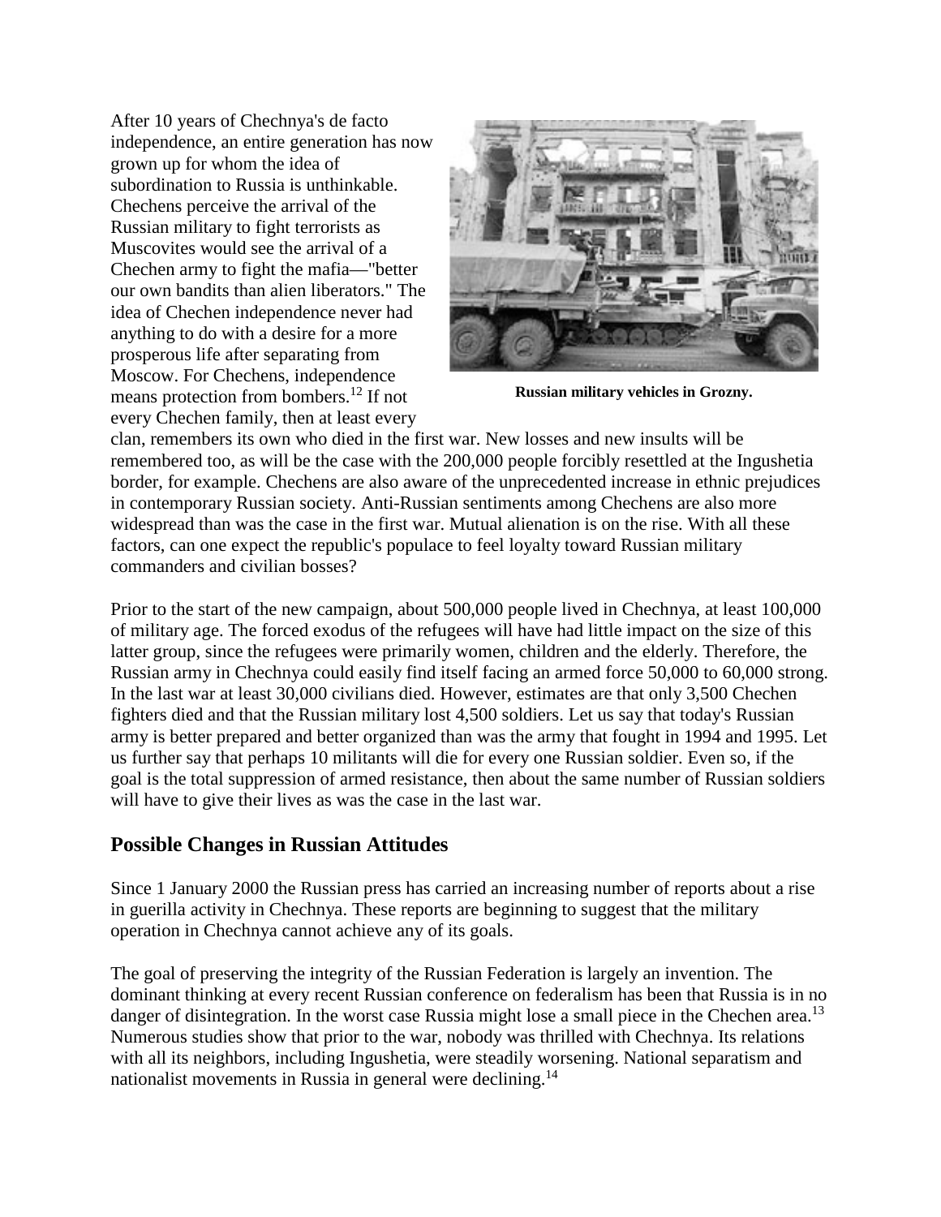After 10 years of Chechnya's de facto independence, an entire generation has now grown up for whom the idea of subordination to Russia is unthinkable. Chechens perceive the arrival of the Russian military to fight terrorists as Muscovites would see the arrival of a Chechen army to fight the mafia—"better our own bandits than alien liberators." The idea of Chechen independence never had anything to do with a desire for a more prosperous life after separating from Moscow. For Chechens, independence means protection from bombers.[12] If not every Chechen family, then at least every clan, remembers its own who died in the first war. New losses and new insults will be remembered too, as will be the case with the 200,000 people forcibly resettled at the Ingushetia border, for example. Chechens are also aware of the unprecedented increase in ethnic prejudices in contemporary Russian society. Anti-Russian sentiments among Chechens are also more widespread than was the case in the first war. Mutual alienation is on the rise. With all these factors, can one expect the republic's populace to feel loyalty toward Russian military commanders and civilian bosses?

**Russian military vehicles in Grozny.**

Prior to the start of the new campaign, about 500,000 people lived in Chechnya, at least 100,000 of military age. The forced exodus of the refugees will have had little impact on the size of this latter group, since the refugees were primarily women, children and the elderly. Therefore, the Russian army in Chechnya could easily find itself facing an armed force 50,000 to 60,000 strong. In the last war at least 30,000 civilians died. However, estimates are that only 3,500 Chechen fighters died and that the Russian military lost 4,500 soldiers. Let us say that today's Russian army is better prepared and better organized than was the army that fought in 1994 and 1995. Let us further say that perhaps 10 militants will die for every one Russian soldier. Even so, if the goal is the total suppression of armed resistance, then about the same number of Russian soldiers will have to give their lives as was the case in the last war.

## Possible Changes in Russian Attitudes

Since 1 January 2000 the Russian press has carried an increasing number of reports about a rise in guerilla activity in Chechnya. These reports are beginning to suggest that the military operation in Chechnya cannot achieve any of its goals.

The goal of preserving the integrity of the Russian Federation is largely an invention. The dominant thinking at every recent Russian conference on federalism has been that Russia is in no danger of disintegration. In the worst case Russia might lose a small piece in the Chechen area.[13] Numerous studies show that prior to the war, nobody was thrilled with Chechnya. Its relations with all its neighbors, including Ingushetia, were steadily worsening. National separatism and nationalist movements in Russia in general were declining.[14]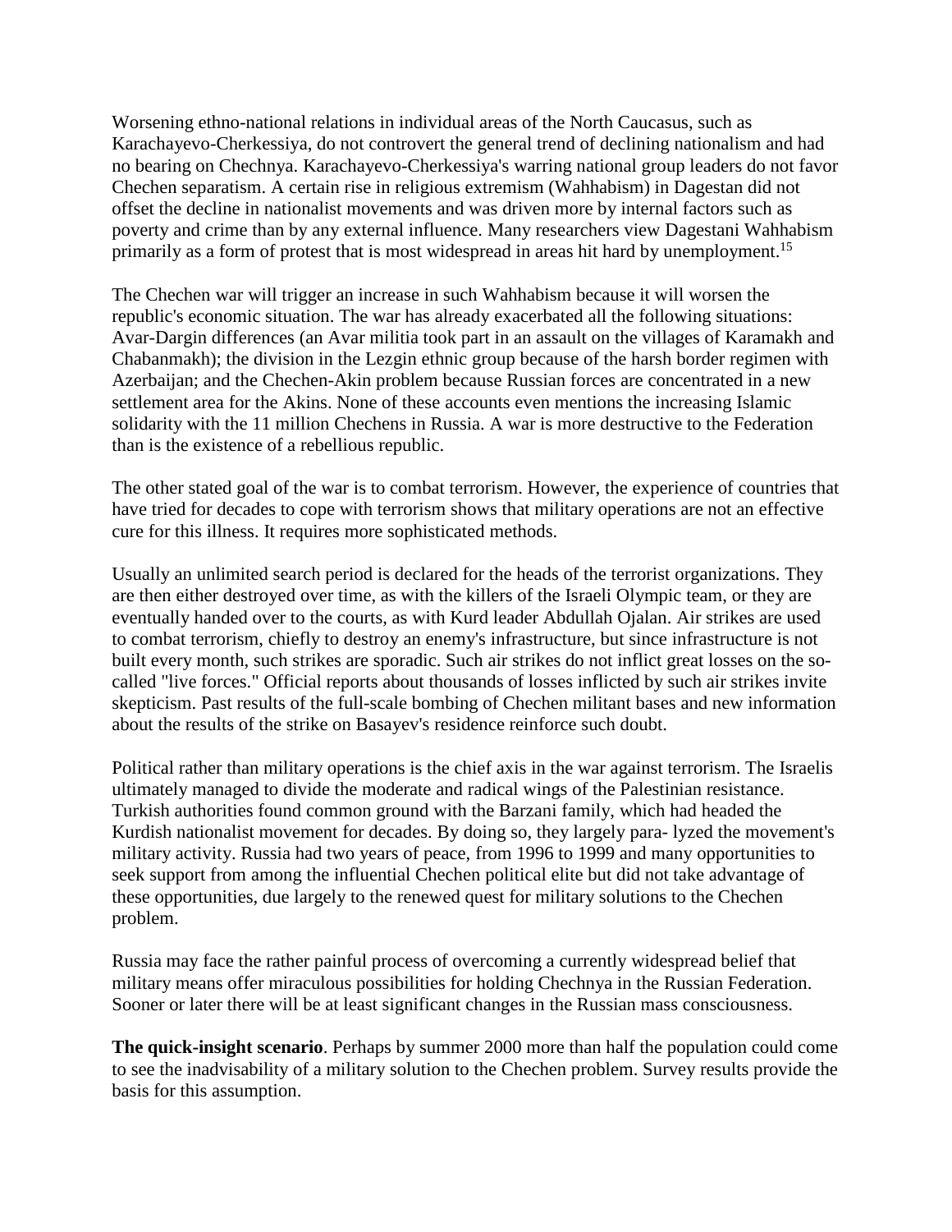Worsening ethno-national relations in individual areas of the North Caucasus, such as Karachayevo-Cherkessiya, do not controvert the general trend of declining nationalism and had no bearing on Chechnya. Karachayevo-Cherkessiya's warring national group leaders do not favor Chechen separatism. A certain rise in religious extremism (Wahhabism) in Dagestan did not offset the decline in nationalist movements and was driven more by internal factors such as poverty and crime than by any external influence. Many researchers view Dagestani Wahhabism primarily as a form of protest that is most widespread in areas hit hard by unemployment.[15]

The Chechen war will trigger an increase in such Wahhabism because it will worsen the republic's economic situation. The war has already exacerbated all the following situations: Avar-Dargin differences (an Avar militia took part in an assault on the villages of Karamakh and Chabanmakh); the division in the Lezgin ethnic group because of the harsh border regimen with Azerbaijan; and the Chechen-Akin problem because Russian forces are concentrated in a new settlement area for the Akins. None of these accounts even mentions the increasing Islamic solidarity with the 11 million Chechens in Russia. A war is more destructive to the Federation than is the existence of a rebellious republic.

The other stated goal of the war is to combat terrorism. However, the experience of countries that have tried for decades to cope with terrorism shows that military operations are not an effective cure for this illness. It requires more sophisticated methods.

Usually an unlimited search period is declared for the heads of the terrorist organizations. They are then either destroyed over time, as with the killers of the Israeli Olympic team, or they are eventually handed over to the courts, as with Kurd leader Abdullah Ojalan. Air strikes are used to combat terrorism, chiefly to destroy an enemy's infrastructure, but since infrastructure is not built every month, such strikes are sporadic. Such air strikes do not inflict great losses on the so-called "live forces." Official reports about thousands of losses inflicted by such air strikes invite skepticism. Past results of the full-scale bombing of Chechen militant bases and new information about the results of the strike on Basayev's residence reinforce such doubt.

Political rather than military operations is the chief axis in the war against terrorism. The Israelis ultimately managed to divide the moderate and radical wings of the Palestinian resistance. Turkish authorities found common ground with the Barzani family, which had headed the Kurdish nationalist movement for decades. By doing so, they largely paralyzed the movement's military activity. Russia had two years of peace, from 1996 to 1999 and many opportunities to seek support from among the influential Chechen political elite but did not take advantage of these opportunities, due largely to the renewed quest for military solutions to the Chechen problem.

Russia may face the rather painful process of overcoming a currently widespread belief that military means offer miraculous possibilities for holding Chechnya in the Russian Federation. Sooner or later there will be at least significant changes in the Russian mass consciousness.

**The quick-insight scenario**. Perhaps by summer 2000 more than half the population could come to see the inadvisability of a military solution to the Chechen problem. Survey results provide the basis for this assumption.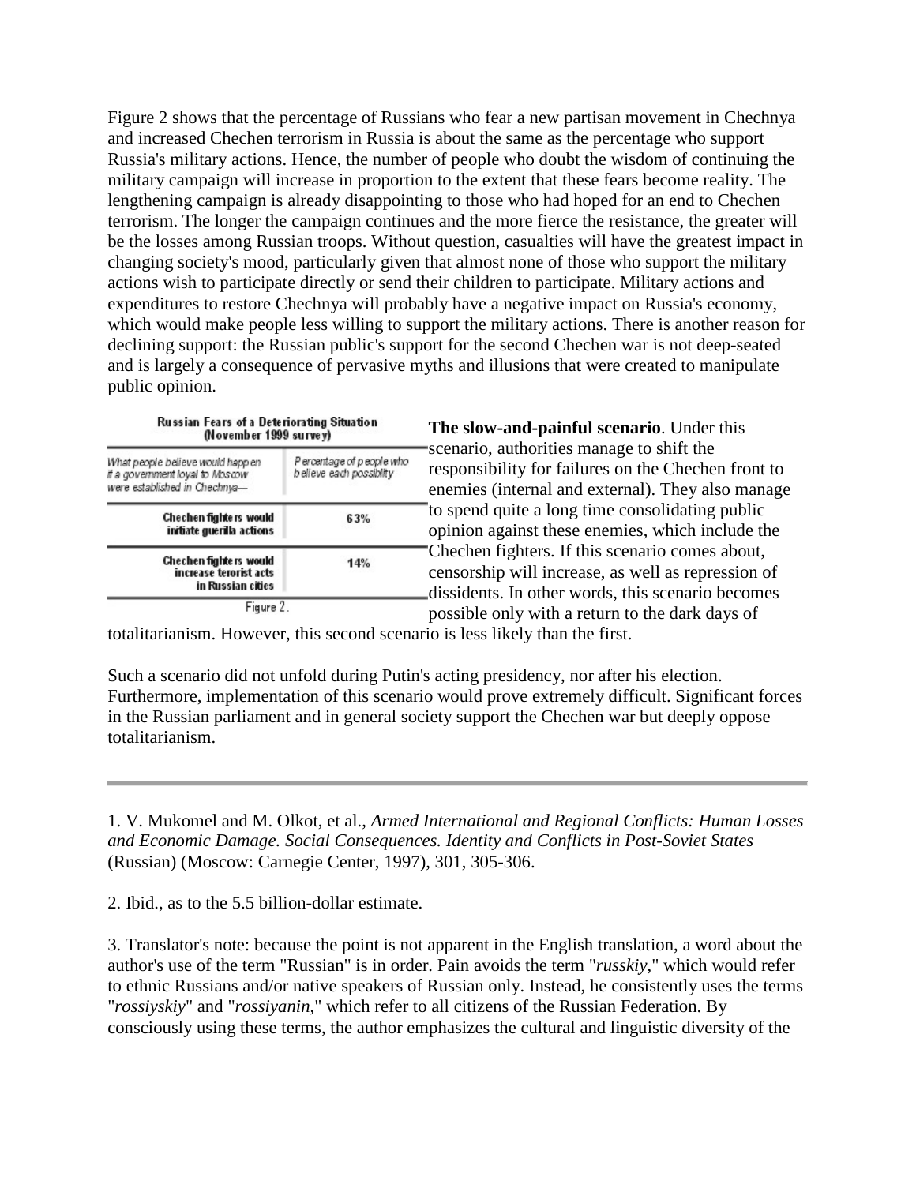Figure 2 shows that the percentage of Russians who fear a new partisan movement in Chechnya and increased Chechen terrorism in Russia is about the same as the percentage who support Russia's military actions. Hence, the number of people who doubt the wisdom of continuing the military campaign will increase in proportion to the extent that these fears become reality. The lengthening campaign is already disappointing to those who had hoped for an end to Chechen terrorism. The longer the campaign continues and the more fierce the resistance, the greater will be the losses among Russian troops. Without question, casualties will have the greatest impact in changing society's mood, particularly given that almost none of those who support the military actions wish to participate directly or send their children to participate. Military actions and expenditures to restore Chechnya will probably have a negative impact on Russia's economy, which would make people less willing to support the military actions. There is another reason for declining support: the Russian public's support for the second Chechen war is not deep-seated and is largely a consequence of pervasive myths and illusions that were created to manipulate public opinion.

**Russian Fears of a Deteriorating Situation (November 1999 survey)**

| What people believe would happen if a government loyal to Moscow were established in Chechnya— | Percentage of people who believe each possiblity |
|---|---|
| Chechen fighters would initiate guerilla actions | 63% |
| Chechen fighters would increase terorist acts in Russian cities | 14% |

Figure 2.

**The slow-and-painful scenario**. Under this scenario, authorities manage to shift the responsibility for failures on the Chechen front to enemies (internal and external). They also manage to spend quite a long time consolidating public opinion against these enemies, which include the Chechen fighters. If this scenario comes about, censorship will increase, as well as repression of dissidents. In other words, this scenario becomes possible only with a return to the dark days of totalitarianism. However, this second scenario is less likely than the first.

Such a scenario did not unfold during Putin's acting presidency, nor after his election. Furthermore, implementation of this scenario would prove extremely difficult. Significant forces in the Russian parliament and in general society support the Chechen war but deeply oppose totalitarianism.

---

1. V. Mukomel and M. Olkot, et al., *Armed International and Regional Conflicts: Human Losses and Economic Damage. Social Consequences. Identity and Conflicts in Post-Soviet States* (Russian) (Moscow: Carnegie Center, 1997), 301, 305-306.

2. Ibid., as to the 5.5 billion-dollar estimate.

3. Translator's note: because the point is not apparent in the English translation, a word about the author's use of the term "Russian" is in order. Pain avoids the term "*russkiy*," which would refer to ethnic Russians and/or native speakers of Russian only. Instead, he consistently uses the terms "*rossiyskiy*" and "*rossiyanin*," which refer to all citizens of the Russian Federation. By consciously using these terms, the author emphasizes the cultural and linguistic diversity of the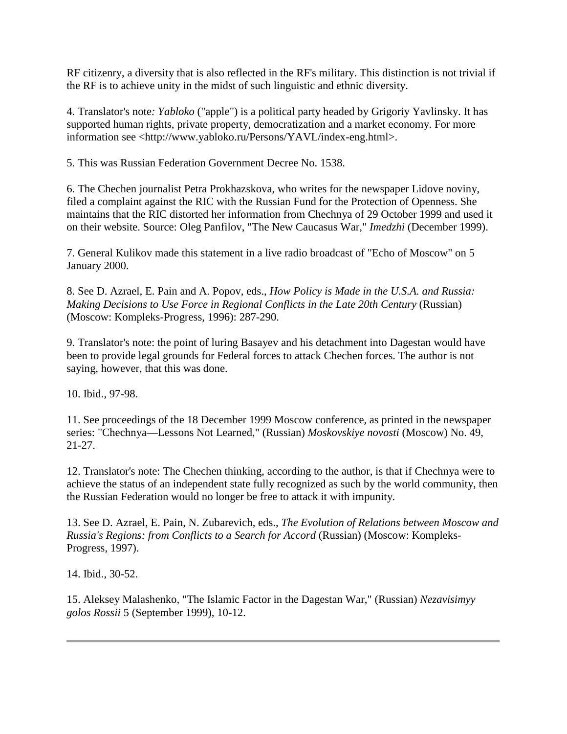RF citizenry, a diversity that is also reflected in the RF's military. This distinction is not trivial if the RF is to achieve unity in the midst of such linguistic and ethnic diversity.

4. Translator's note*:* *Yabloko* ("apple") is a political party headed by Grigoriy Yavlinsky. It has supported human rights, private property, democratization and a market economy. For more information see <http://www.yabloko.ru/Persons/YAVL/index-eng.html>.

5. This was Russian Federation Government Decree No. 1538.

6. The Chechen journalist Petra Prokhazskova, who writes for the newspaper Lidove noviny, filed a complaint against the RIC with the Russian Fund for the Protection of Openness. She maintains that the RIC distorted her information from Chechnya of 29 October 1999 and used it on their website. Source: Oleg Panfilov, "The New Caucasus War," *Imedzhi* (December 1999).

7. General Kulikov made this statement in a live radio broadcast of "Echo of Moscow" on 5 January 2000.

8. See D. Azrael, E. Pain and A. Popov, eds., *How Policy is Made in the U.S.A. and Russia: Making Decisions to Use Force in Regional Conflicts in the Late 20th Century* (Russian) (Moscow: Kompleks-Progress, 1996): 287-290.

9. Translator's note: the point of luring Basayev and his detachment into Dagestan would have been to provide legal grounds for Federal forces to attack Chechen forces. The author is not saying, however, that this was done.

10. Ibid., 97-98.

11. See proceedings of the 18 December 1999 Moscow conference, as printed in the newspaper series: "Chechnya—Lessons Not Learned," (Russian) *Moskovskiye novosti* (Moscow) No. 49, 21-27.

12. Translator's note: The Chechen thinking, according to the author, is that if Chechnya were to achieve the status of an independent state fully recognized as such by the world community, then the Russian Federation would no longer be free to attack it with impunity.

13. See D. Azrael, E. Pain, N. Zubarevich, eds., *The Evolution of Relations between Moscow and Russia's Regions: from Conflicts to a Search for Accord* (Russian) (Moscow: Kompleks-Progress, 1997).

14. Ibid., 30-52.

15. Aleksey Malashenko, "The Islamic Factor in the Dagestan War," (Russian) *Nezavisimyy golos Rossii* 5 (September 1999), 10-12.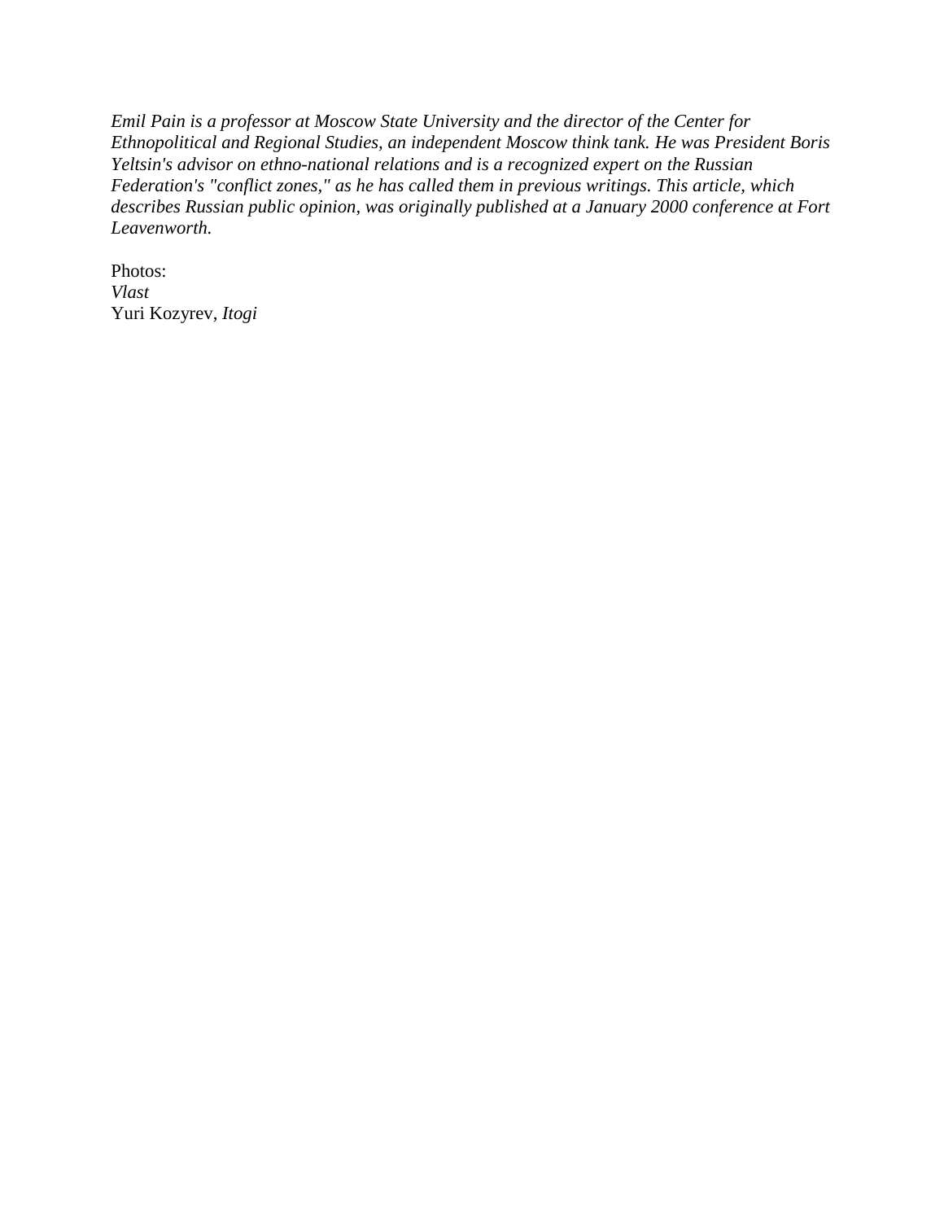*Emil Pain is a professor at Moscow State University and the director of the Center for Ethnopolitical and Regional Studies, an independent Moscow think tank. He was President Boris Yeltsin's advisor on ethno-national relations and is a recognized expert on the Russian Federation's "conflict zones," as he has called them in previous writings. This article, which describes Russian public opinion, was originally published at a January 2000 conference at Fort Leavenworth.*

Photos:
*Vlast*
Yuri Kozyrev, *Itogi*